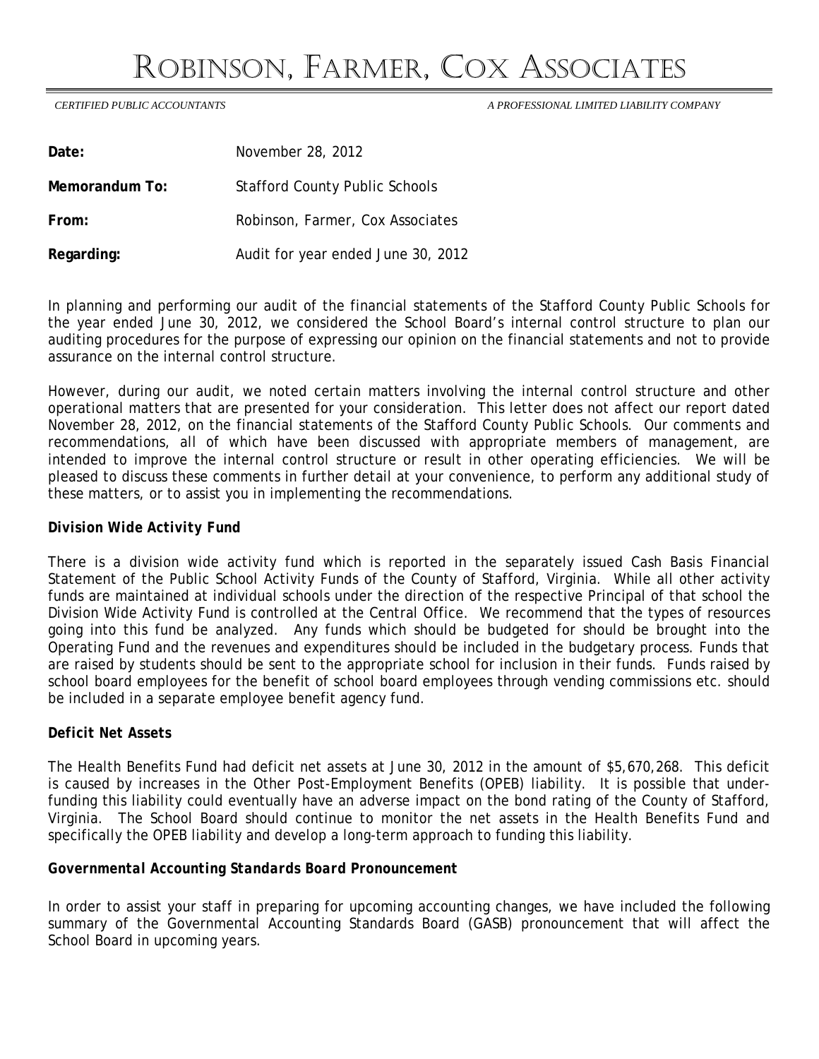# Robinson, Farmer, Cox Associates

*CERTIFIED PUBLIC ACCOUNTANTS* *A PROFESSIONAL LIMITED LIABILITY COMPANY*

| | |
|---|---|
| **Date:** | November 28, 2012 |
| **Memorandum To:** | Stafford County Public Schools |
| **From:** | Robinson, Farmer, Cox Associates |
| **Regarding:** | Audit for year ended June 30, 2012 |

In planning and performing our audit of the financial statements of the Stafford County Public Schools for the year ended June 30, 2012, we considered the School Board's internal control structure to plan our auditing procedures for the purpose of expressing our opinion on the financial statements and not to provide assurance on the internal control structure.

However, during our audit, we noted certain matters involving the internal control structure and other operational matters that are presented for your consideration. This letter does not affect our report dated November 28, 2012, on the financial statements of the Stafford County Public Schools. Our comments and recommendations, all of which have been discussed with appropriate members of management, are intended to improve the internal control structure or result in other operating efficiencies. We will be pleased to discuss these comments in further detail at your convenience, to perform any additional study of these matters, or to assist you in implementing the recommendations.

***Division Wide Activity Fund***

There is a division wide activity fund which is reported in the separately issued Cash Basis Financial Statement of the Public School Activity Funds of the County of Stafford, Virginia. While all other activity funds are maintained at individual schools under the direction of the respective Principal of that school the Division Wide Activity Fund is controlled at the Central Office. We recommend that the types of resources going into this fund be analyzed. Any funds which should be budgeted for should be brought into the Operating Fund and the revenues and expenditures should be included in the budgetary process. Funds that are raised by students should be sent to the appropriate school for inclusion in their funds. Funds raised by school board employees for the benefit of school board employees through vending commissions etc. should be included in a separate employee benefit agency fund.

***Deficit Net Assets***

The Health Benefits Fund had deficit net assets at June 30, 2012 in the amount of $5,670,268. This deficit is caused by increases in the Other Post-Employment Benefits (OPEB) liability. It is possible that under-funding this liability could eventually have an adverse impact on the bond rating of the County of Stafford, Virginia. The School Board should continue to monitor the net assets in the Health Benefits Fund and specifically the OPEB liability and develop a long-term approach to funding this liability.

***Governmental Accounting Standards Board Pronouncement***

In order to assist your staff in preparing for upcoming accounting changes, we have included the following summary of the Governmental Accounting Standards Board (GASB) pronouncement that will affect the School Board in upcoming years.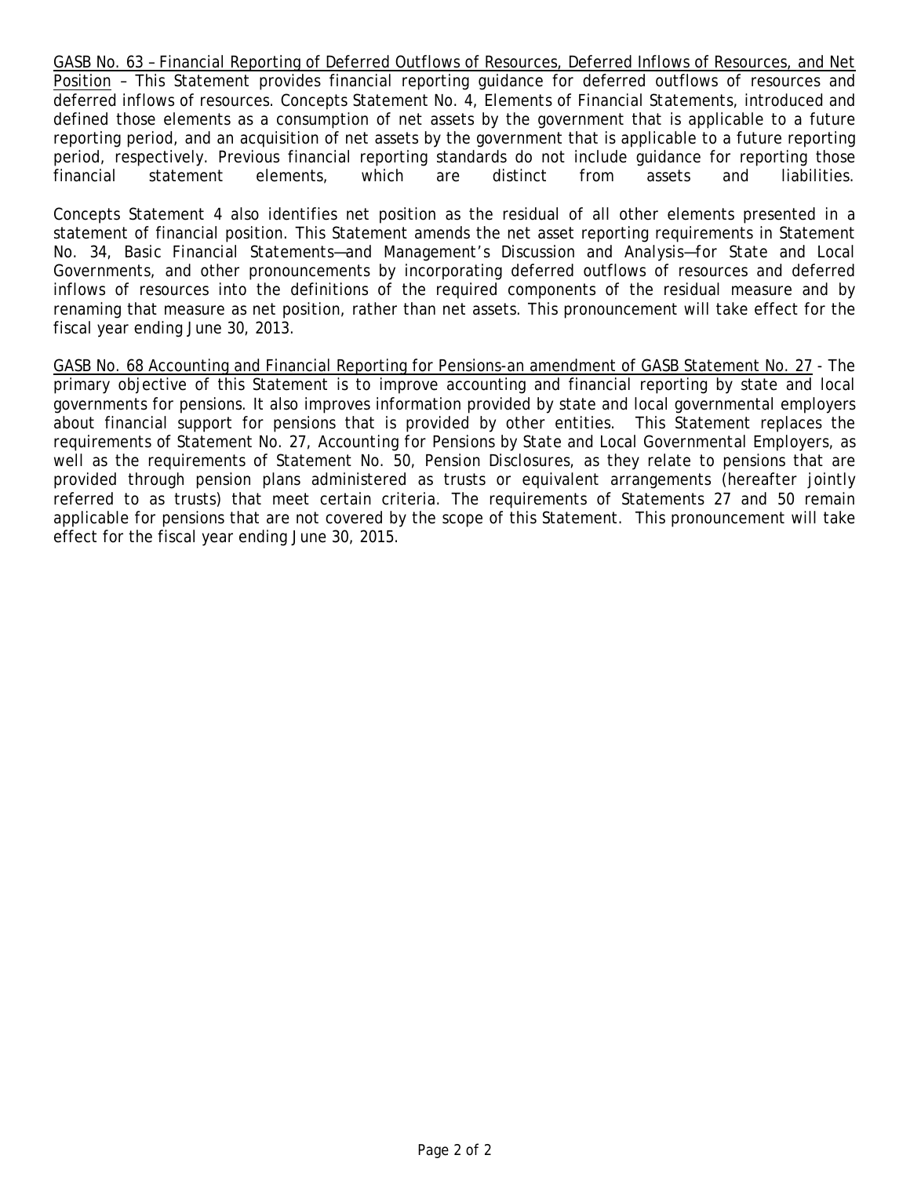GASB No. 63 – Financial Reporting of Deferred Outflows of Resources, Deferred Inflows of Resources, and Net Position – This Statement provides financial reporting guidance for deferred outflows of resources and deferred inflows of resources. Concepts Statement No. 4, *Elements of Financial Statements*, introduced and defined those elements as a consumption of net assets by the government that is applicable to a future reporting period, and an acquisition of net assets by the government that is applicable to a future reporting period, respectively. Previous financial reporting standards do not include guidance for reporting those financial statement elements, which are distinct from assets and liabilities.

Concepts Statement 4 also identifies net position as the residual of all other elements presented in a statement of financial position. This Statement amends the net asset reporting requirements in Statement No. 34, *Basic Financial Statements—and Management's Discussion and Analysis—for State and Local Governments*, and other pronouncements by incorporating deferred outflows of resources and deferred inflows of resources into the definitions of the required components of the residual measure and by renaming that measure as net position, rather than net assets. This pronouncement will take effect for the fiscal year ending June 30, 2013.

GASB No. 68 Accounting and Financial Reporting for Pensions-an amendment of GASB Statement No. 27 - The primary objective of this Statement is to improve accounting and financial reporting by state and local governments for pensions. It also improves information provided by state and local governmental employers about financial support for pensions that is provided by other entities. This Statement replaces the requirements of Statement No. 27, *Accounting for Pensions by State and Local Governmental Employers*, as well as the requirements of Statement No. 50, *Pension Disclosures*, as they relate to pensions that are provided through pension plans administered as trusts or equivalent arrangements (hereafter jointly referred to as trusts) that meet certain criteria. The requirements of Statements 27 and 50 remain applicable for pensions that are not covered by the scope of this Statement. This pronouncement will take effect for the fiscal year ending June 30, 2015.